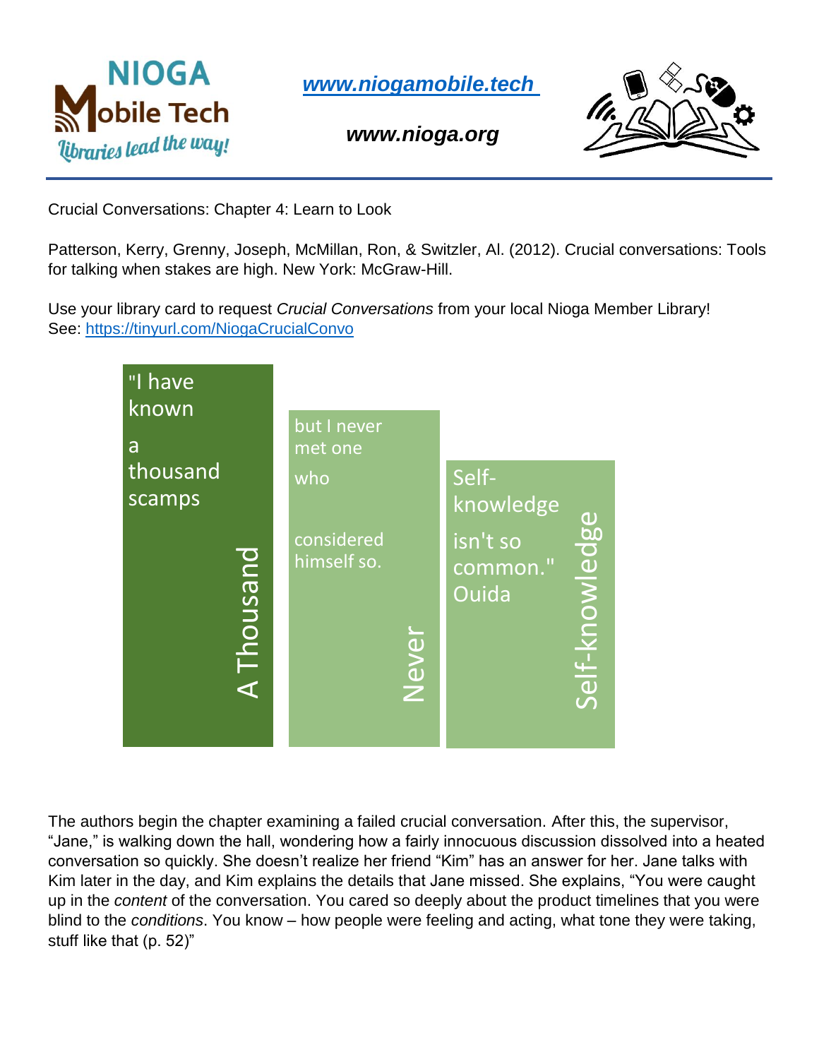**NIOGA Mobile Tech**
*Libraries lead the way!*

***[www.niogamobile.tech](http://www.niogamobile.tech)***

***www.nioga.org***

---

Crucial Conversations: Chapter 4: Learn to Look

Patterson, Kerry, Grenny, Joseph, McMillan, Ron, & Switzler, Al. (2012). Crucial conversations: Tools for talking when stakes are high. New York: McGraw-Hill.

Use your library card to request *Crucial Conversations* from your local Nioga Member Library!
See: [https://tinyurl.com/NiogaCrucialConvo](https://tinyurl.com/NiogaCrucialConvo)

"I have known a thousand scamps but I never met one who considered himself so. Self-knowledge isn't so common." Ouida

A Thousand | Never | Self-knowledge

The authors begin the chapter examining a failed crucial conversation. After this, the supervisor, "Jane," is walking down the hall, wondering how a fairly innocuous discussion dissolved into a heated conversation so quickly. She doesn't realize her friend "Kim" has an answer for her. Jane talks with Kim later in the day, and Kim explains the details that Jane missed. She explains, "You were caught up in the *content* of the conversation. You cared so deeply about the product timelines that you were blind to the *conditions*. You know – how people were feeling and acting, what tone they were taking, stuff like that (p. 52)"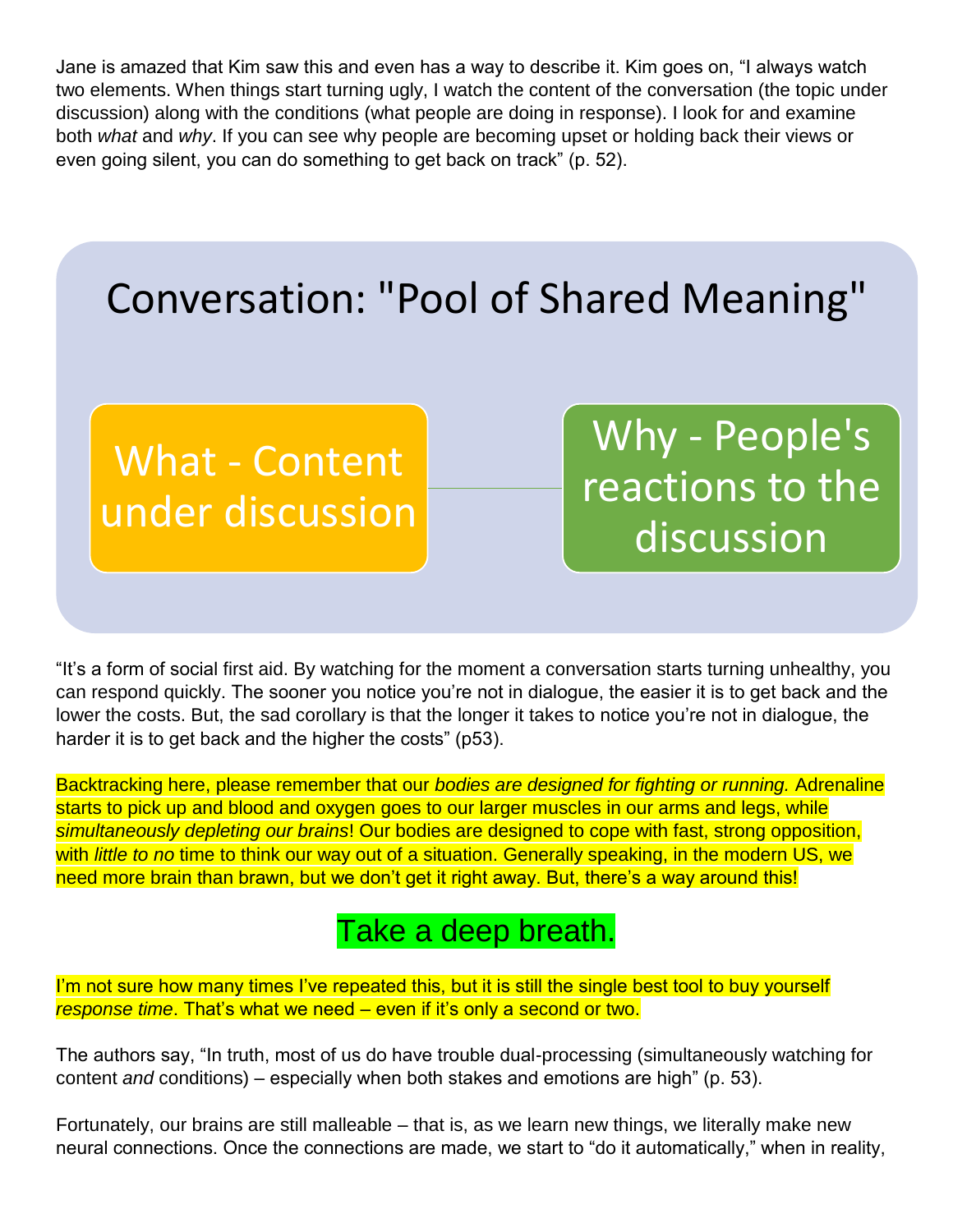Jane is amazed that Kim saw this and even has a way to describe it. Kim goes on, "I always watch two elements. When things start turning ugly, I watch the content of the conversation (the topic under discussion) along with the conditions (what people are doing in response). I look for and examine both *what* and *why*. If you can see why people are becoming upset or holding back their views or even going silent, you can do something to get back on track" (p. 52).

**Conversation: "Pool of Shared Meaning"**

- What - Content under discussion
- Why - People's reactions to the discussion

"It's a form of social first aid. By watching for the moment a conversation starts turning unhealthy, you can respond quickly. The sooner you notice you're not in dialogue, the easier it is to get back and the lower the costs. But, the sad corollary is that the longer it takes to notice you're not in dialogue, the harder it is to get back and the higher the costs" (p53).

Backtracking here, please remember that our *bodies are designed for fighting or running.* Adrenaline starts to pick up and blood and oxygen goes to our larger muscles in our arms and legs, while *simultaneously depleting our brains*! Our bodies are designed to cope with fast, strong opposition, with *little to no* time to think our way out of a situation. Generally speaking, in the modern US, we need more brain than brawn, but we don't get it right away. But, there's a way around this!

## Take a deep breath.

I'm not sure how many times I've repeated this, but it is still the single best tool to buy yourself *response time*. That's what we need – even if it's only a second or two.

The authors say, "In truth, most of us do have trouble dual-processing (simultaneously watching for content *and* conditions) – especially when both stakes and emotions are high" (p. 53).

Fortunately, our brains are still malleable – that is, as we learn new things, we literally make new neural connections. Once the connections are made, we start to "do it automatically," when in reality,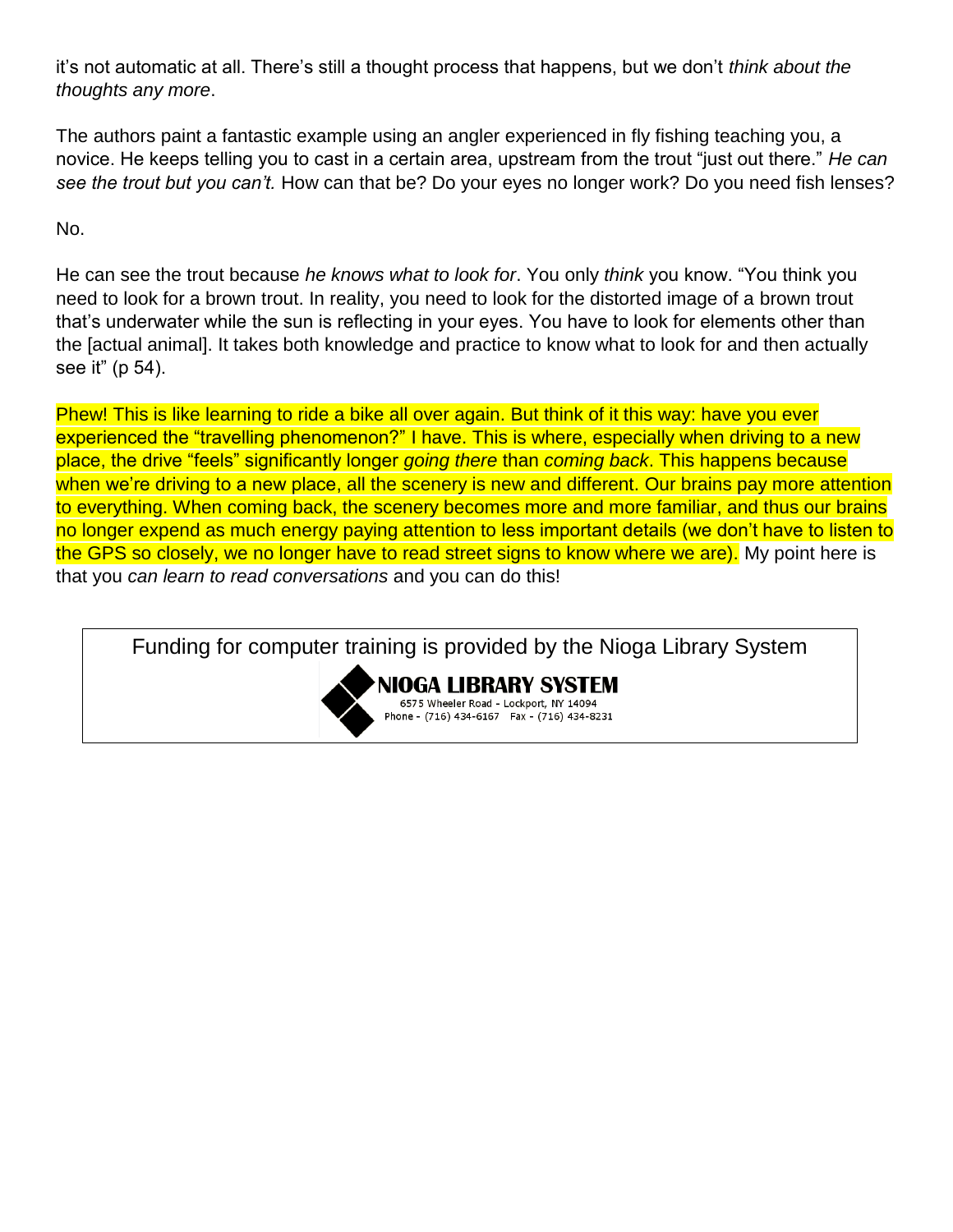it’s not automatic at all. There’s still a thought process that happens, but we don’t *think about the thoughts any more*.

The authors paint a fantastic example using an angler experienced in fly fishing teaching you, a novice. He keeps telling you to cast in a certain area, upstream from the trout “just out there.” *He can see the trout but you can’t.* How can that be? Do your eyes no longer work? Do you need fish lenses?

No.

He can see the trout because *he knows what to look for*. You only *think* you know. “You think you need to look for a brown trout. In reality, you need to look for the distorted image of a brown trout that’s underwater while the sun is reflecting in your eyes. You have to look for elements other than the [actual animal]. It takes both knowledge and practice to know what to look for and then actually see it” (p 54).

Phew! This is like learning to ride a bike all over again. But think of it this way: have you ever experienced the “travelling phenomenon?” I have. This is where, especially when driving to a new place, the drive “feels” significantly longer *going there* than *coming back*. This happens because when we’re driving to a new place, all the scenery is new and different. Our brains pay more attention to everything. When coming back, the scenery becomes more and more familiar, and thus our brains no longer expend as much energy paying attention to less important details (we don’t have to listen to the GPS so closely, we no longer have to read street signs to know where we are). My point here is that you *can learn to read conversations* and you can do this!

Funding for computer training is provided by the Nioga Library System

**NIOGA LIBRARY SYSTEM**
6575 Wheeler Road - Lockport, NY 14094
Phone - (716) 434-6167 Fax - (716) 434-8231